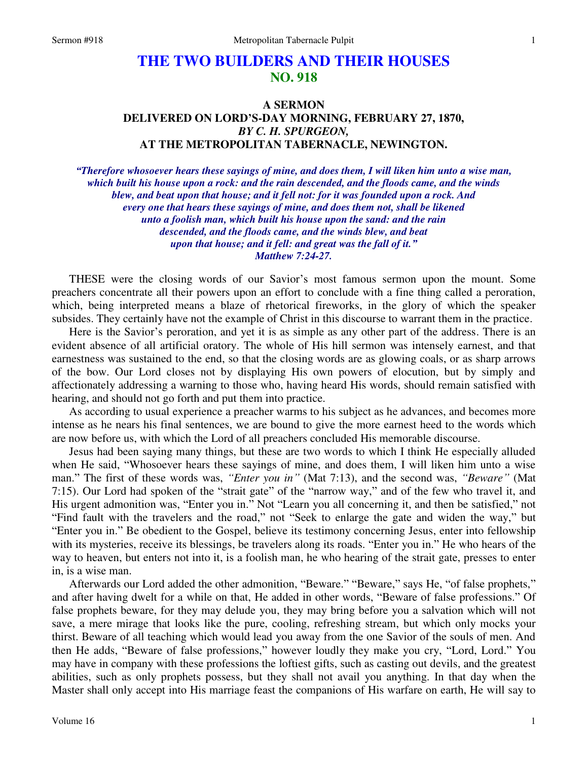# THE TWO BUILDERS AND THEIR HOUSES
## NO. 918

### A SERMON
### DELIVERED ON LORD'S-DAY MORNING, FEBRUARY 27, 1870,
### *BY C. H. SPURGEON,*
### AT THE METROPOLITAN TABERNACLE, NEWINGTON.

*"Therefore whosoever hears these sayings of mine, and does them, I will liken him unto a wise man, which built his house upon a rock: and the rain descended, and the floods came, and the winds blew, and beat upon that house; and it fell not: for it was founded upon a rock. And every one that hears these sayings of mine, and does them not, shall be likened unto a foolish man, which built his house upon the sand: and the rain descended, and the floods came, and the winds blew, and beat upon that house; and it fell: and great was the fall of it."*
*Matthew 7:24-27.*

THESE were the closing words of our Savior's most famous sermon upon the mount. Some preachers concentrate all their powers upon an effort to conclude with a fine thing called a peroration, which, being interpreted means a blaze of rhetorical fireworks, in the glory of which the speaker subsides. They certainly have not the example of Christ in this discourse to warrant them in the practice.

Here is the Savior's peroration, and yet it is as simple as any other part of the address. There is an evident absence of all artificial oratory. The whole of His hill sermon was intensely earnest, and that earnestness was sustained to the end, so that the closing words are as glowing coals, or as sharp arrows of the bow. Our Lord closes not by displaying His own powers of elocution, but by simply and affectionately addressing a warning to those who, having heard His words, should remain satisfied with hearing, and should not go forth and put them into practice.

As according to usual experience a preacher warms to his subject as he advances, and becomes more intense as he nears his final sentences, we are bound to give the more earnest heed to the words which are now before us, with which the Lord of all preachers concluded His memorable discourse.

Jesus had been saying many things, but these are two words to which I think He especially alluded when He said, "Whosoever hears these sayings of mine, and does them, I will liken him unto a wise man." The first of these words was, *"Enter you in"* (Mat 7:13), and the second was, *"Beware"* (Mat 7:15). Our Lord had spoken of the "strait gate" of the "narrow way," and of the few who travel it, and His urgent admonition was, "Enter you in." Not "Learn you all concerning it, and then be satisfied," not "Find fault with the travelers and the road," not "Seek to enlarge the gate and widen the way," but "Enter you in." Be obedient to the Gospel, believe its testimony concerning Jesus, enter into fellowship with its mysteries, receive its blessings, be travelers along its roads. "Enter you in." He who hears of the way to heaven, but enters not into it, is a foolish man, he who hearing of the strait gate, presses to enter in, is a wise man.

Afterwards our Lord added the other admonition, "Beware." "Beware," says He, "of false prophets," and after having dwelt for a while on that, He added in other words, "Beware of false professions." Of false prophets beware, for they may delude you, they may bring before you a salvation which will not save, a mere mirage that looks like the pure, cooling, refreshing stream, but which only mocks your thirst. Beware of all teaching which would lead you away from the one Savior of the souls of men. And then He adds, "Beware of false professions," however loudly they make you cry, "Lord, Lord." You may have in company with these professions the loftiest gifts, such as casting out devils, and the greatest abilities, such as only prophets possess, but they shall not avail you anything. In that day when the Master shall only accept into His marriage feast the companions of His warfare on earth, He will say to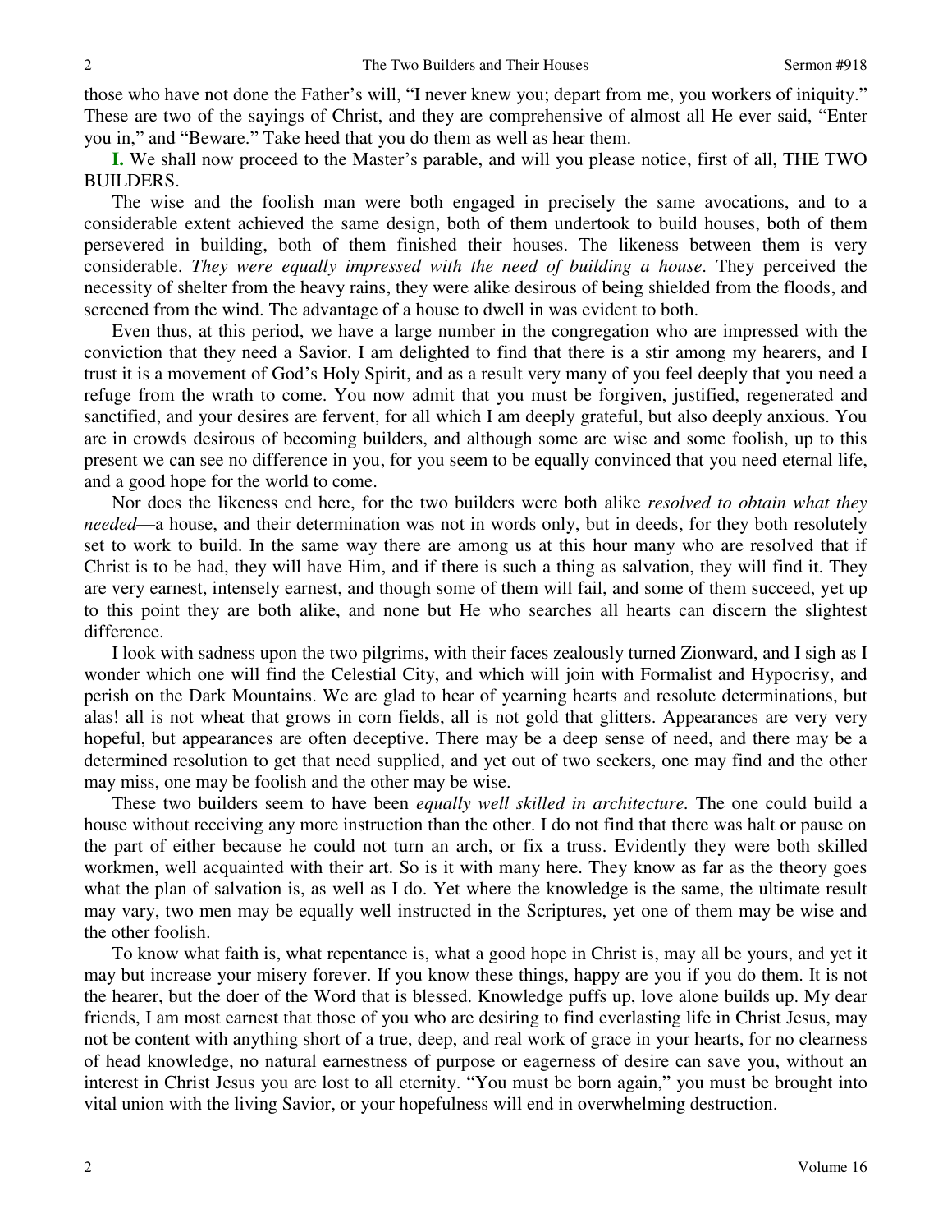those who have not done the Father's will, "I never knew you; depart from me, you workers of iniquity." These are two of the sayings of Christ, and they are comprehensive of almost all He ever said, "Enter you in," and "Beware." Take heed that you do them as well as hear them.

**I.** We shall now proceed to the Master's parable, and will you please notice, first of all, THE TWO BUILDERS.

The wise and the foolish man were both engaged in precisely the same avocations, and to a considerable extent achieved the same design, both of them undertook to build houses, both of them persevered in building, both of them finished their houses. The likeness between them is very considerable. *They were equally impressed with the need of building a house*. They perceived the necessity of shelter from the heavy rains, they were alike desirous of being shielded from the floods, and screened from the wind. The advantage of a house to dwell in was evident to both.

Even thus, at this period, we have a large number in the congregation who are impressed with the conviction that they need a Savior. I am delighted to find that there is a stir among my hearers, and I trust it is a movement of God's Holy Spirit, and as a result very many of you feel deeply that you need a refuge from the wrath to come. You now admit that you must be forgiven, justified, regenerated and sanctified, and your desires are fervent, for all which I am deeply grateful, but also deeply anxious. You are in crowds desirous of becoming builders, and although some are wise and some foolish, up to this present we can see no difference in you, for you seem to be equally convinced that you need eternal life, and a good hope for the world to come.

Nor does the likeness end here, for the two builders were both alike *resolved to obtain what they needed*—a house, and their determination was not in words only, but in deeds, for they both resolutely set to work to build. In the same way there are among us at this hour many who are resolved that if Christ is to be had, they will have Him, and if there is such a thing as salvation, they will find it. They are very earnest, intensely earnest, and though some of them will fail, and some of them succeed, yet up to this point they are both alike, and none but He who searches all hearts can discern the slightest difference.

I look with sadness upon the two pilgrims, with their faces zealously turned Zionward, and I sigh as I wonder which one will find the Celestial City, and which will join with Formalist and Hypocrisy, and perish on the Dark Mountains. We are glad to hear of yearning hearts and resolute determinations, but alas! all is not wheat that grows in corn fields, all is not gold that glitters. Appearances are very very hopeful, but appearances are often deceptive. There may be a deep sense of need, and there may be a determined resolution to get that need supplied, and yet out of two seekers, one may find and the other may miss, one may be foolish and the other may be wise.

These two builders seem to have been *equally well skilled in architecture.* The one could build a house without receiving any more instruction than the other. I do not find that there was halt or pause on the part of either because he could not turn an arch, or fix a truss. Evidently they were both skilled workmen, well acquainted with their art. So is it with many here. They know as far as the theory goes what the plan of salvation is, as well as I do. Yet where the knowledge is the same, the ultimate result may vary, two men may be equally well instructed in the Scriptures, yet one of them may be wise and the other foolish.

To know what faith is, what repentance is, what a good hope in Christ is, may all be yours, and yet it may but increase your misery forever. If you know these things, happy are you if you do them. It is not the hearer, but the doer of the Word that is blessed. Knowledge puffs up, love alone builds up. My dear friends, I am most earnest that those of you who are desiring to find everlasting life in Christ Jesus, may not be content with anything short of a true, deep, and real work of grace in your hearts, for no clearness of head knowledge, no natural earnestness of purpose or eagerness of desire can save you, without an interest in Christ Jesus you are lost to all eternity. "You must be born again," you must be brought into vital union with the living Savior, or your hopefulness will end in overwhelming destruction.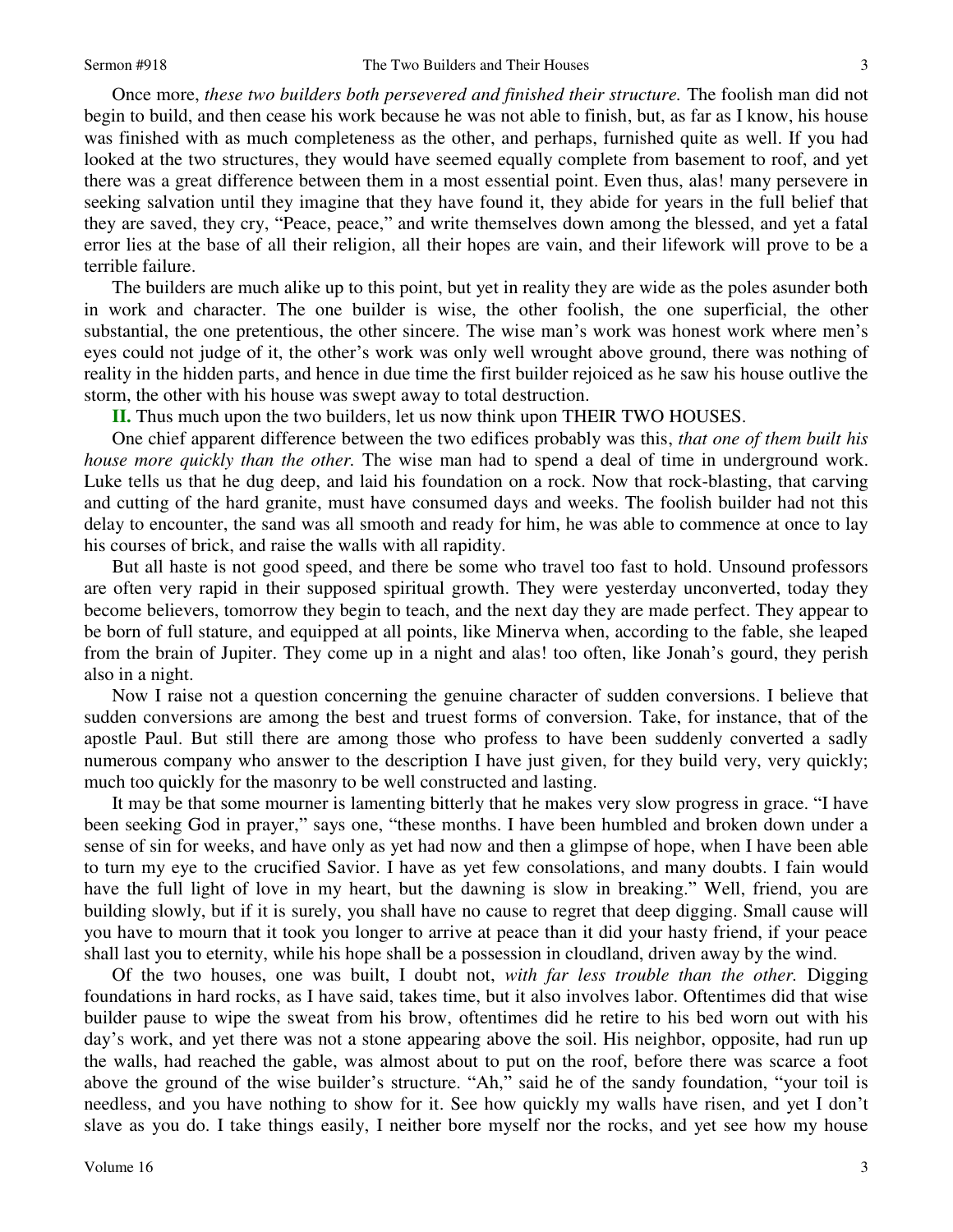Once more, *these two builders both persevered and finished their structure.* The foolish man did not begin to build, and then cease his work because he was not able to finish, but, as far as I know, his house was finished with as much completeness as the other, and perhaps, furnished quite as well. If you had looked at the two structures, they would have seemed equally complete from basement to roof, and yet there was a great difference between them in a most essential point. Even thus, alas! many persevere in seeking salvation until they imagine that they have found it, they abide for years in the full belief that they are saved, they cry, "Peace, peace," and write themselves down among the blessed, and yet a fatal error lies at the base of all their religion, all their hopes are vain, and their lifework will prove to be a terrible failure.

The builders are much alike up to this point, but yet in reality they are wide as the poles asunder both in work and character. The one builder is wise, the other foolish, the one superficial, the other substantial, the one pretentious, the other sincere. The wise man's work was honest work where men's eyes could not judge of it, the other's work was only well wrought above ground, there was nothing of reality in the hidden parts, and hence in due time the first builder rejoiced as he saw his house outlive the storm, the other with his house was swept away to total destruction.

**II.** Thus much upon the two builders, let us now think upon THEIR TWO HOUSES.

One chief apparent difference between the two edifices probably was this, *that one of them built his house more quickly than the other.* The wise man had to spend a deal of time in underground work. Luke tells us that he dug deep, and laid his foundation on a rock. Now that rock-blasting, that carving and cutting of the hard granite, must have consumed days and weeks. The foolish builder had not this delay to encounter, the sand was all smooth and ready for him, he was able to commence at once to lay his courses of brick, and raise the walls with all rapidity.

But all haste is not good speed, and there be some who travel too fast to hold. Unsound professors are often very rapid in their supposed spiritual growth. They were yesterday unconverted, today they become believers, tomorrow they begin to teach, and the next day they are made perfect. They appear to be born of full stature, and equipped at all points, like Minerva when, according to the fable, she leaped from the brain of Jupiter. They come up in a night and alas! too often, like Jonah's gourd, they perish also in a night.

Now I raise not a question concerning the genuine character of sudden conversions. I believe that sudden conversions are among the best and truest forms of conversion. Take, for instance, that of the apostle Paul. But still there are among those who profess to have been suddenly converted a sadly numerous company who answer to the description I have just given, for they build very, very quickly; much too quickly for the masonry to be well constructed and lasting.

It may be that some mourner is lamenting bitterly that he makes very slow progress in grace. "I have been seeking God in prayer," says one, "these months. I have been humbled and broken down under a sense of sin for weeks, and have only as yet had now and then a glimpse of hope, when I have been able to turn my eye to the crucified Savior. I have as yet few consolations, and many doubts. I fain would have the full light of love in my heart, but the dawning is slow in breaking." Well, friend, you are building slowly, but if it is surely, you shall have no cause to regret that deep digging. Small cause will you have to mourn that it took you longer to arrive at peace than it did your hasty friend, if your peace shall last you to eternity, while his hope shall be a possession in cloudland, driven away by the wind.

Of the two houses, one was built, I doubt not, *with far less trouble than the other.* Digging foundations in hard rocks, as I have said, takes time, but it also involves labor. Oftentimes did that wise builder pause to wipe the sweat from his brow, oftentimes did he retire to his bed worn out with his day's work, and yet there was not a stone appearing above the soil. His neighbor, opposite, had run up the walls, had reached the gable, was almost about to put on the roof, before there was scarce a foot above the ground of the wise builder's structure. "Ah," said he of the sandy foundation, "your toil is needless, and you have nothing to show for it. See how quickly my walls have risen, and yet I don't slave as you do. I take things easily, I neither bore myself nor the rocks, and yet see how my house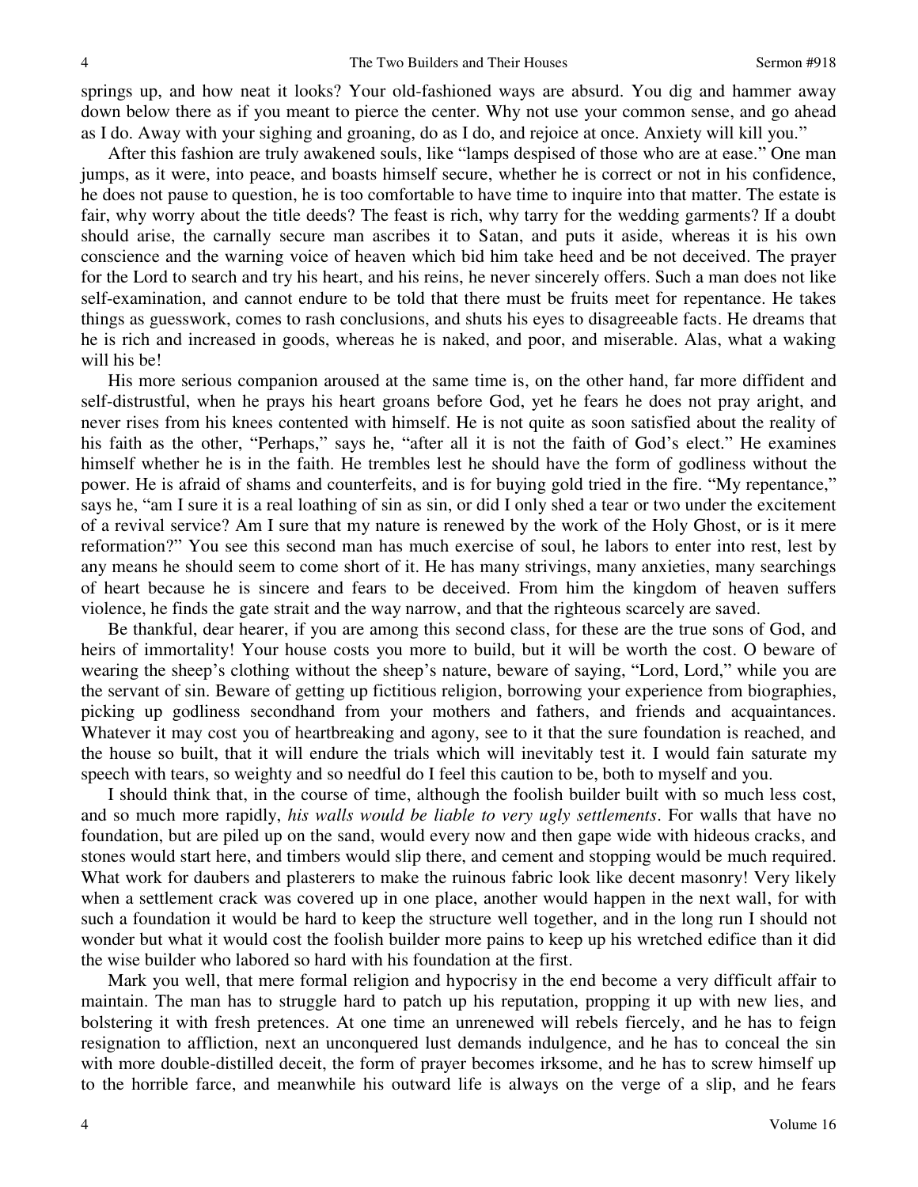springs up, and how neat it looks? Your old-fashioned ways are absurd. You dig and hammer away down below there as if you meant to pierce the center. Why not use your common sense, and go ahead as I do. Away with your sighing and groaning, do as I do, and rejoice at once. Anxiety will kill you."

After this fashion are truly awakened souls, like "lamps despised of those who are at ease." One man jumps, as it were, into peace, and boasts himself secure, whether he is correct or not in his confidence, he does not pause to question, he is too comfortable to have time to inquire into that matter. The estate is fair, why worry about the title deeds? The feast is rich, why tarry for the wedding garments? If a doubt should arise, the carnally secure man ascribes it to Satan, and puts it aside, whereas it is his own conscience and the warning voice of heaven which bid him take heed and be not deceived. The prayer for the Lord to search and try his heart, and his reins, he never sincerely offers. Such a man does not like self-examination, and cannot endure to be told that there must be fruits meet for repentance. He takes things as guesswork, comes to rash conclusions, and shuts his eyes to disagreeable facts. He dreams that he is rich and increased in goods, whereas he is naked, and poor, and miserable. Alas, what a waking will his be!

His more serious companion aroused at the same time is, on the other hand, far more diffident and self-distrustful, when he prays his heart groans before God, yet he fears he does not pray aright, and never rises from his knees contented with himself. He is not quite as soon satisfied about the reality of his faith as the other, "Perhaps," says he, "after all it is not the faith of God's elect." He examines himself whether he is in the faith. He trembles lest he should have the form of godliness without the power. He is afraid of shams and counterfeits, and is for buying gold tried in the fire. "My repentance," says he, "am I sure it is a real loathing of sin as sin, or did I only shed a tear or two under the excitement of a revival service? Am I sure that my nature is renewed by the work of the Holy Ghost, or is it mere reformation?" You see this second man has much exercise of soul, he labors to enter into rest, lest by any means he should seem to come short of it. He has many strivings, many anxieties, many searchings of heart because he is sincere and fears to be deceived. From him the kingdom of heaven suffers violence, he finds the gate strait and the way narrow, and that the righteous scarcely are saved.

Be thankful, dear hearer, if you are among this second class, for these are the true sons of God, and heirs of immortality! Your house costs you more to build, but it will be worth the cost. O beware of wearing the sheep's clothing without the sheep's nature, beware of saying, "Lord, Lord," while you are the servant of sin. Beware of getting up fictitious religion, borrowing your experience from biographies, picking up godliness secondhand from your mothers and fathers, and friends and acquaintances. Whatever it may cost you of heartbreaking and agony, see to it that the sure foundation is reached, and the house so built, that it will endure the trials which will inevitably test it. I would fain saturate my speech with tears, so weighty and so needful do I feel this caution to be, both to myself and you.

I should think that, in the course of time, although the foolish builder built with so much less cost, and so much more rapidly, *his walls would be liable to very ugly settlements*. For walls that have no foundation, but are piled up on the sand, would every now and then gape wide with hideous cracks, and stones would start here, and timbers would slip there, and cement and stopping would be much required. What work for daubers and plasterers to make the ruinous fabric look like decent masonry! Very likely when a settlement crack was covered up in one place, another would happen in the next wall, for with such a foundation it would be hard to keep the structure well together, and in the long run I should not wonder but what it would cost the foolish builder more pains to keep up his wretched edifice than it did the wise builder who labored so hard with his foundation at the first.

Mark you well, that mere formal religion and hypocrisy in the end become a very difficult affair to maintain. The man has to struggle hard to patch up his reputation, propping it up with new lies, and bolstering it with fresh pretences. At one time an unrenewed will rebels fiercely, and he has to feign resignation to affliction, next an unconquered lust demands indulgence, and he has to conceal the sin with more double-distilled deceit, the form of prayer becomes irksome, and he has to screw himself up to the horrible farce, and meanwhile his outward life is always on the verge of a slip, and he fears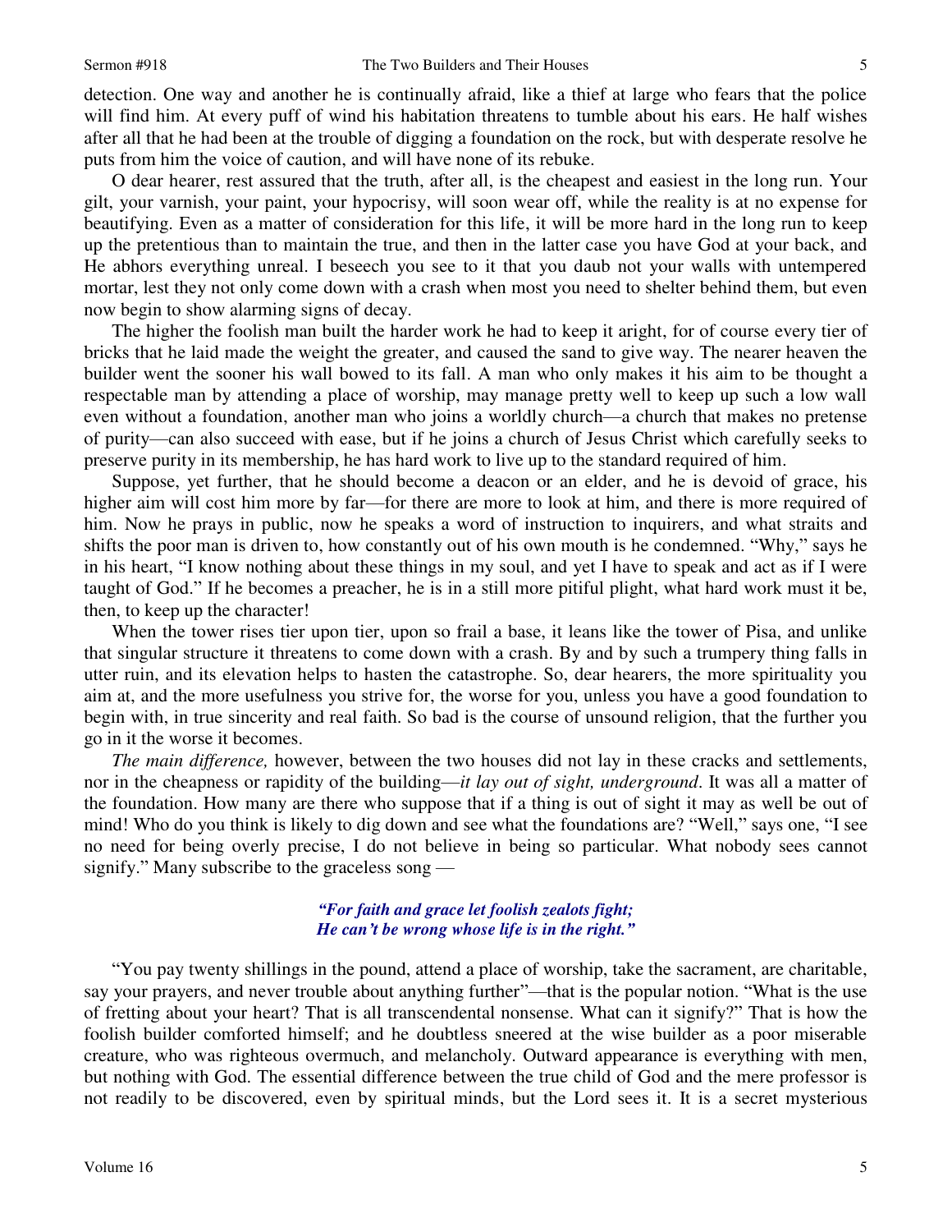detection. One way and another he is continually afraid, like a thief at large who fears that the police will find him. At every puff of wind his habitation threatens to tumble about his ears. He half wishes after all that he had been at the trouble of digging a foundation on the rock, but with desperate resolve he puts from him the voice of caution, and will have none of its rebuke.

O dear hearer, rest assured that the truth, after all, is the cheapest and easiest in the long run. Your gilt, your varnish, your paint, your hypocrisy, will soon wear off, while the reality is at no expense for beautifying. Even as a matter of consideration for this life, it will be more hard in the long run to keep up the pretentious than to maintain the true, and then in the latter case you have God at your back, and He abhors everything unreal. I beseech you see to it that you daub not your walls with untempered mortar, lest they not only come down with a crash when most you need to shelter behind them, but even now begin to show alarming signs of decay.

The higher the foolish man built the harder work he had to keep it aright, for of course every tier of bricks that he laid made the weight the greater, and caused the sand to give way. The nearer heaven the builder went the sooner his wall bowed to its fall. A man who only makes it his aim to be thought a respectable man by attending a place of worship, may manage pretty well to keep up such a low wall even without a foundation, another man who joins a worldly church—a church that makes no pretense of purity—can also succeed with ease, but if he joins a church of Jesus Christ which carefully seeks to preserve purity in its membership, he has hard work to live up to the standard required of him.

Suppose, yet further, that he should become a deacon or an elder, and he is devoid of grace, his higher aim will cost him more by far—for there are more to look at him, and there is more required of him. Now he prays in public, now he speaks a word of instruction to inquirers, and what straits and shifts the poor man is driven to, how constantly out of his own mouth is he condemned. "Why," says he in his heart, "I know nothing about these things in my soul, and yet I have to speak and act as if I were taught of God." If he becomes a preacher, he is in a still more pitiful plight, what hard work must it be, then, to keep up the character!

When the tower rises tier upon tier, upon so frail a base, it leans like the tower of Pisa, and unlike that singular structure it threatens to come down with a crash. By and by such a trumpery thing falls in utter ruin, and its elevation helps to hasten the catastrophe. So, dear hearers, the more spirituality you aim at, and the more usefulness you strive for, the worse for you, unless you have a good foundation to begin with, in true sincerity and real faith. So bad is the course of unsound religion, that the further you go in it the worse it becomes.

*The main difference,* however, between the two houses did not lay in these cracks and settlements, nor in the cheapness or rapidity of the building—*it lay out of sight, underground*. It was all a matter of the foundation. How many are there who suppose that if a thing is out of sight it may as well be out of mind! Who do you think is likely to dig down and see what the foundations are? "Well," says one, "I see no need for being overly precise, I do not believe in being so particular. What nobody sees cannot signify." Many subscribe to the graceless song —

> ***"For faith and grace let foolish zealots fight;***
> ***He can't be wrong whose life is in the right."***

"You pay twenty shillings in the pound, attend a place of worship, take the sacrament, are charitable, say your prayers, and never trouble about anything further"—that is the popular notion. "What is the use of fretting about your heart? That is all transcendental nonsense. What can it signify?" That is how the foolish builder comforted himself; and he doubtless sneered at the wise builder as a poor miserable creature, who was righteous overmuch, and melancholy. Outward appearance is everything with men, but nothing with God. The essential difference between the true child of God and the mere professor is not readily to be discovered, even by spiritual minds, but the Lord sees it. It is a secret mysterious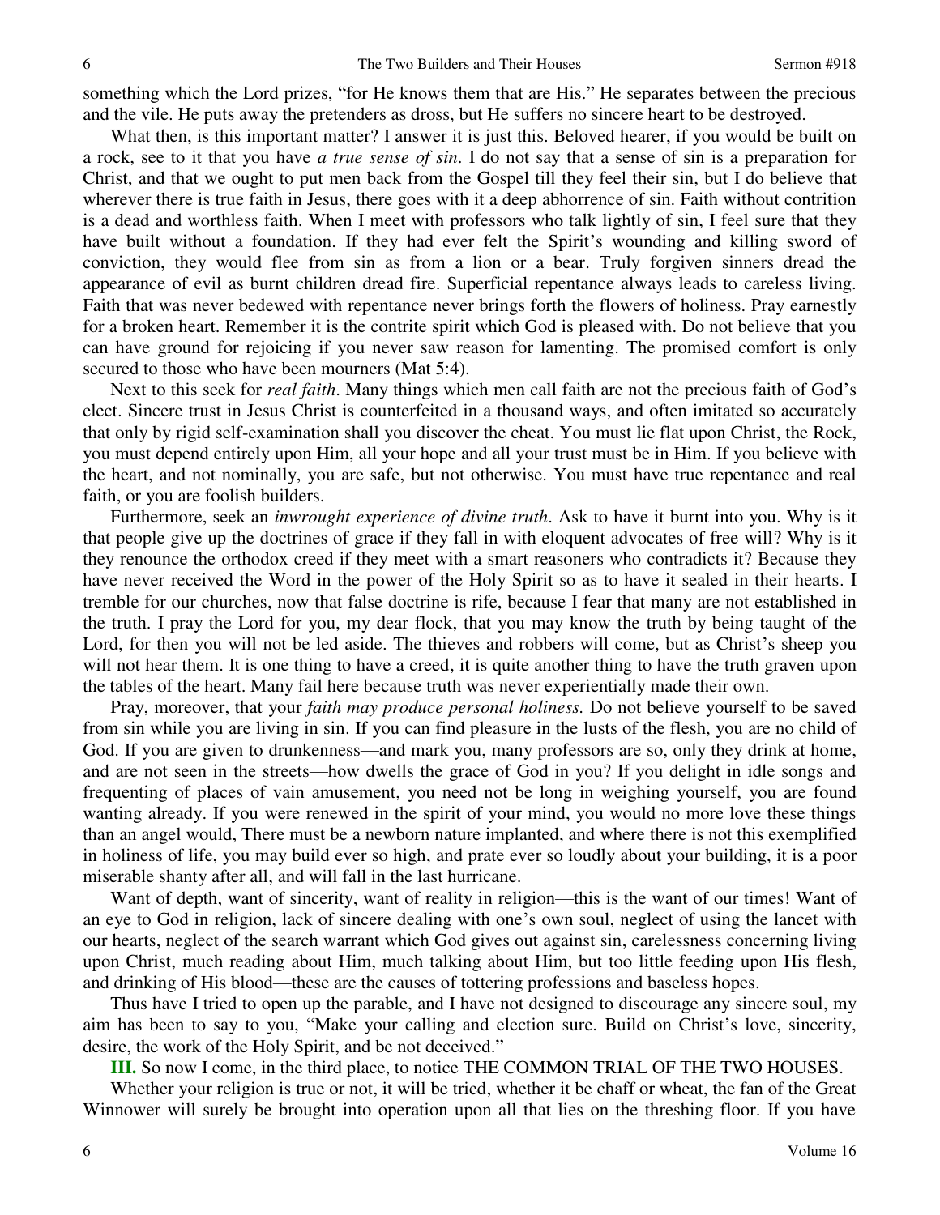something which the Lord prizes, "for He knows them that are His." He separates between the precious and the vile. He puts away the pretenders as dross, but He suffers no sincere heart to be destroyed.

What then, is this important matter? I answer it is just this. Beloved hearer, if you would be built on a rock, see to it that you have *a true sense of sin*. I do not say that a sense of sin is a preparation for Christ, and that we ought to put men back from the Gospel till they feel their sin, but I do believe that wherever there is true faith in Jesus, there goes with it a deep abhorrence of sin. Faith without contrition is a dead and worthless faith. When I meet with professors who talk lightly of sin, I feel sure that they have built without a foundation. If they had ever felt the Spirit's wounding and killing sword of conviction, they would flee from sin as from a lion or a bear. Truly forgiven sinners dread the appearance of evil as burnt children dread fire. Superficial repentance always leads to careless living. Faith that was never bedewed with repentance never brings forth the flowers of holiness. Pray earnestly for a broken heart. Remember it is the contrite spirit which God is pleased with. Do not believe that you can have ground for rejoicing if you never saw reason for lamenting. The promised comfort is only secured to those who have been mourners (Mat 5:4).

Next to this seek for *real faith*. Many things which men call faith are not the precious faith of God's elect. Sincere trust in Jesus Christ is counterfeited in a thousand ways, and often imitated so accurately that only by rigid self-examination shall you discover the cheat. You must lie flat upon Christ, the Rock, you must depend entirely upon Him, all your hope and all your trust must be in Him. If you believe with the heart, and not nominally, you are safe, but not otherwise. You must have true repentance and real faith, or you are foolish builders.

Furthermore, seek an *inwrought experience of divine truth*. Ask to have it burnt into you. Why is it that people give up the doctrines of grace if they fall in with eloquent advocates of free will? Why is it they renounce the orthodox creed if they meet with a smart reasoners who contradicts it? Because they have never received the Word in the power of the Holy Spirit so as to have it sealed in their hearts. I tremble for our churches, now that false doctrine is rife, because I fear that many are not established in the truth. I pray the Lord for you, my dear flock, that you may know the truth by being taught of the Lord, for then you will not be led aside. The thieves and robbers will come, but as Christ's sheep you will not hear them. It is one thing to have a creed, it is quite another thing to have the truth graven upon the tables of the heart. Many fail here because truth was never experientially made their own.

Pray, moreover, that your *faith may produce personal holiness.* Do not believe yourself to be saved from sin while you are living in sin. If you can find pleasure in the lusts of the flesh, you are no child of God. If you are given to drunkenness—and mark you, many professors are so, only they drink at home, and are not seen in the streets—how dwells the grace of God in you? If you delight in idle songs and frequenting of places of vain amusement, you need not be long in weighing yourself, you are found wanting already. If you were renewed in the spirit of your mind, you would no more love these things than an angel would, There must be a newborn nature implanted, and where there is not this exemplified in holiness of life, you may build ever so high, and prate ever so loudly about your building, it is a poor miserable shanty after all, and will fall in the last hurricane.

Want of depth, want of sincerity, want of reality in religion—this is the want of our times! Want of an eye to God in religion, lack of sincere dealing with one's own soul, neglect of using the lancet with our hearts, neglect of the search warrant which God gives out against sin, carelessness concerning living upon Christ, much reading about Him, much talking about Him, but too little feeding upon His flesh, and drinking of His blood—these are the causes of tottering professions and baseless hopes.

Thus have I tried to open up the parable, and I have not designed to discourage any sincere soul, my aim has been to say to you, "Make your calling and election sure. Build on Christ's love, sincerity, desire, the work of the Holy Spirit, and be not deceived."

**III.** So now I come, in the third place, to notice THE COMMON TRIAL OF THE TWO HOUSES.

Whether your religion is true or not, it will be tried, whether it be chaff or wheat, the fan of the Great Winnower will surely be brought into operation upon all that lies on the threshing floor. If you have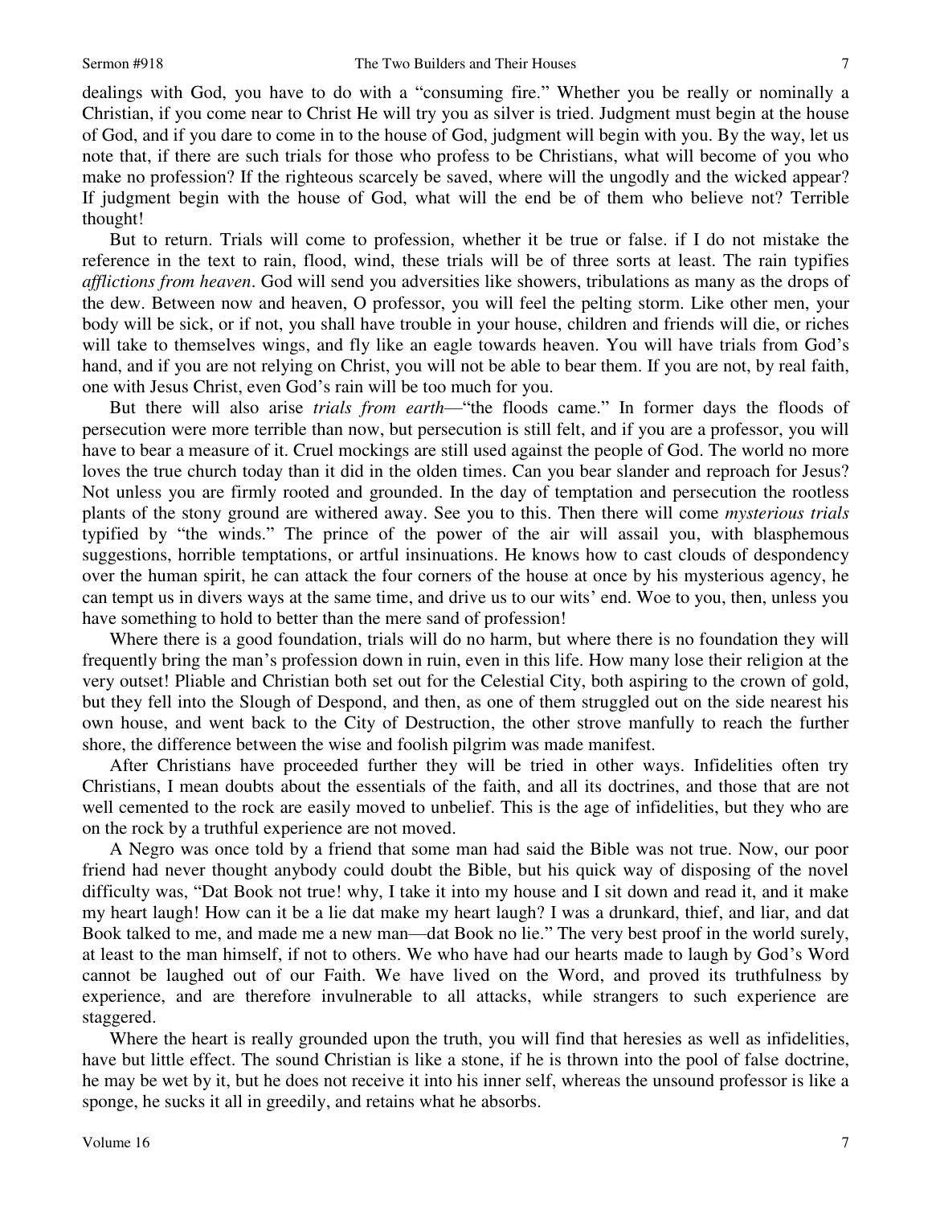dealings with God, you have to do with a "consuming fire." Whether you be really or nominally a Christian, if you come near to Christ He will try you as silver is tried. Judgment must begin at the house of God, and if you dare to come in to the house of God, judgment will begin with you. By the way, let us note that, if there are such trials for those who profess to be Christians, what will become of you who make no profession? If the righteous scarcely be saved, where will the ungodly and the wicked appear? If judgment begin with the house of God, what will the end be of them who believe not? Terrible thought!

But to return. Trials will come to profession, whether it be true or false. if I do not mistake the reference in the text to rain, flood, wind, these trials will be of three sorts at least. The rain typifies *afflictions from heaven*. God will send you adversities like showers, tribulations as many as the drops of the dew. Between now and heaven, O professor, you will feel the pelting storm. Like other men, your body will be sick, or if not, you shall have trouble in your house, children and friends will die, or riches will take to themselves wings, and fly like an eagle towards heaven. You will have trials from God's hand, and if you are not relying on Christ, you will not be able to bear them. If you are not, by real faith, one with Jesus Christ, even God's rain will be too much for you.

But there will also arise *trials from earth*—"the floods came." In former days the floods of persecution were more terrible than now, but persecution is still felt, and if you are a professor, you will have to bear a measure of it. Cruel mockings are still used against the people of God. The world no more loves the true church today than it did in the olden times. Can you bear slander and reproach for Jesus? Not unless you are firmly rooted and grounded. In the day of temptation and persecution the rootless plants of the stony ground are withered away. See you to this. Then there will come *mysterious trials* typified by "the winds." The prince of the power of the air will assail you, with blasphemous suggestions, horrible temptations, or artful insinuations. He knows how to cast clouds of despondency over the human spirit, he can attack the four corners of the house at once by his mysterious agency, he can tempt us in divers ways at the same time, and drive us to our wits' end. Woe to you, then, unless you have something to hold to better than the mere sand of profession!

Where there is a good foundation, trials will do no harm, but where there is no foundation they will frequently bring the man's profession down in ruin, even in this life. How many lose their religion at the very outset! Pliable and Christian both set out for the Celestial City, both aspiring to the crown of gold, but they fell into the Slough of Despond, and then, as one of them struggled out on the side nearest his own house, and went back to the City of Destruction, the other strove manfully to reach the further shore, the difference between the wise and foolish pilgrim was made manifest.

After Christians have proceeded further they will be tried in other ways. Infidelities often try Christians, I mean doubts about the essentials of the faith, and all its doctrines, and those that are not well cemented to the rock are easily moved to unbelief. This is the age of infidelities, but they who are on the rock by a truthful experience are not moved.

A Negro was once told by a friend that some man had said the Bible was not true. Now, our poor friend had never thought anybody could doubt the Bible, but his quick way of disposing of the novel difficulty was, "Dat Book not true! why, I take it into my house and I sit down and read it, and it make my heart laugh! How can it be a lie dat make my heart laugh? I was a drunkard, thief, and liar, and dat Book talked to me, and made me a new man—dat Book no lie." The very best proof in the world surely, at least to the man himself, if not to others. We who have had our hearts made to laugh by God's Word cannot be laughed out of our Faith. We have lived on the Word, and proved its truthfulness by experience, and are therefore invulnerable to all attacks, while strangers to such experience are staggered.

Where the heart is really grounded upon the truth, you will find that heresies as well as infidelities, have but little effect. The sound Christian is like a stone, if he is thrown into the pool of false doctrine, he may be wet by it, but he does not receive it into his inner self, whereas the unsound professor is like a sponge, he sucks it all in greedily, and retains what he absorbs.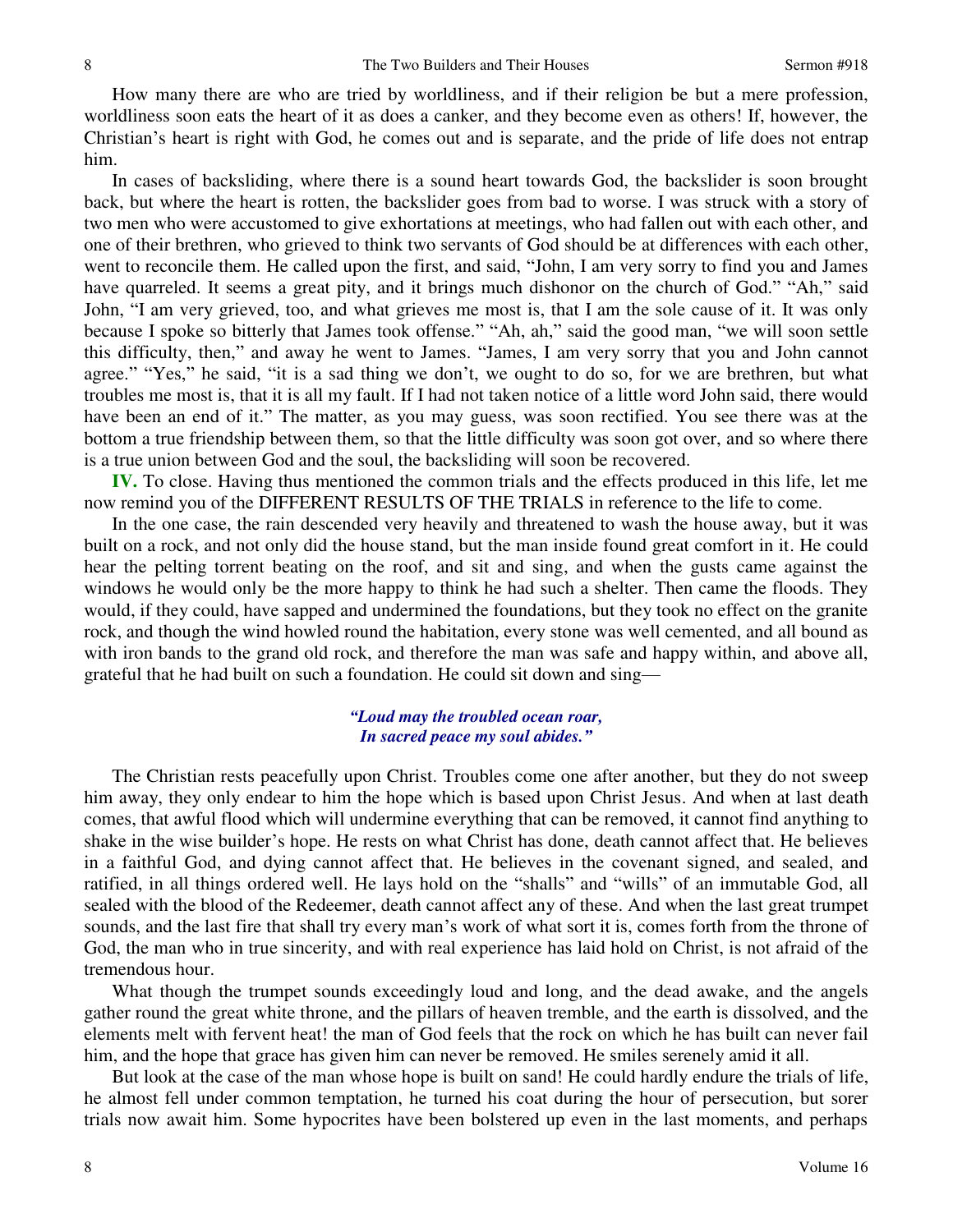How many there are who are tried by worldliness, and if their religion be but a mere profession, worldliness soon eats the heart of it as does a canker, and they become even as others! If, however, the Christian's heart is right with God, he comes out and is separate, and the pride of life does not entrap him.

In cases of backsliding, where there is a sound heart towards God, the backslider is soon brought back, but where the heart is rotten, the backslider goes from bad to worse. I was struck with a story of two men who were accustomed to give exhortations at meetings, who had fallen out with each other, and one of their brethren, who grieved to think two servants of God should be at differences with each other, went to reconcile them. He called upon the first, and said, "John, I am very sorry to find you and James have quarreled. It seems a great pity, and it brings much dishonor on the church of God." "Ah," said John, "I am very grieved, too, and what grieves me most is, that I am the sole cause of it. It was only because I spoke so bitterly that James took offense." "Ah, ah," said the good man, "we will soon settle this difficulty, then," and away he went to James. "James, I am very sorry that you and John cannot agree." "Yes," he said, "it is a sad thing we don't, we ought to do so, for we are brethren, but what troubles me most is, that it is all my fault. If I had not taken notice of a little word John said, there would have been an end of it." The matter, as you may guess, was soon rectified. You see there was at the bottom a true friendship between them, so that the little difficulty was soon got over, and so where there is a true union between God and the soul, the backsliding will soon be recovered.

**IV.** To close. Having thus mentioned the common trials and the effects produced in this life, let me now remind you of the DIFFERENT RESULTS OF THE TRIALS in reference to the life to come.

In the one case, the rain descended very heavily and threatened to wash the house away, but it was built on a rock, and not only did the house stand, but the man inside found great comfort in it. He could hear the pelting torrent beating on the roof, and sit and sing, and when the gusts came against the windows he would only be the more happy to think he had such a shelter. Then came the floods. They would, if they could, have sapped and undermined the foundations, but they took no effect on the granite rock, and though the wind howled round the habitation, every stone was well cemented, and all bound as with iron bands to the grand old rock, and therefore the man was safe and happy within, and above all, grateful that he had built on such a foundation. He could sit down and sing—

*"Loud may the troubled ocean roar,*
*In sacred peace my soul abides."*

The Christian rests peacefully upon Christ. Troubles come one after another, but they do not sweep him away, they only endear to him the hope which is based upon Christ Jesus. And when at last death comes, that awful flood which will undermine everything that can be removed, it cannot find anything to shake in the wise builder's hope. He rests on what Christ has done, death cannot affect that. He believes in a faithful God, and dying cannot affect that. He believes in the covenant signed, and sealed, and ratified, in all things ordered well. He lays hold on the "shalls" and "wills" of an immutable God, all sealed with the blood of the Redeemer, death cannot affect any of these. And when the last great trumpet sounds, and the last fire that shall try every man's work of what sort it is, comes forth from the throne of God, the man who in true sincerity, and with real experience has laid hold on Christ, is not afraid of the tremendous hour.

What though the trumpet sounds exceedingly loud and long, and the dead awake, and the angels gather round the great white throne, and the pillars of heaven tremble, and the earth is dissolved, and the elements melt with fervent heat! the man of God feels that the rock on which he has built can never fail him, and the hope that grace has given him can never be removed. He smiles serenely amid it all.

But look at the case of the man whose hope is built on sand! He could hardly endure the trials of life, he almost fell under common temptation, he turned his coat during the hour of persecution, but sorer trials now await him. Some hypocrites have been bolstered up even in the last moments, and perhaps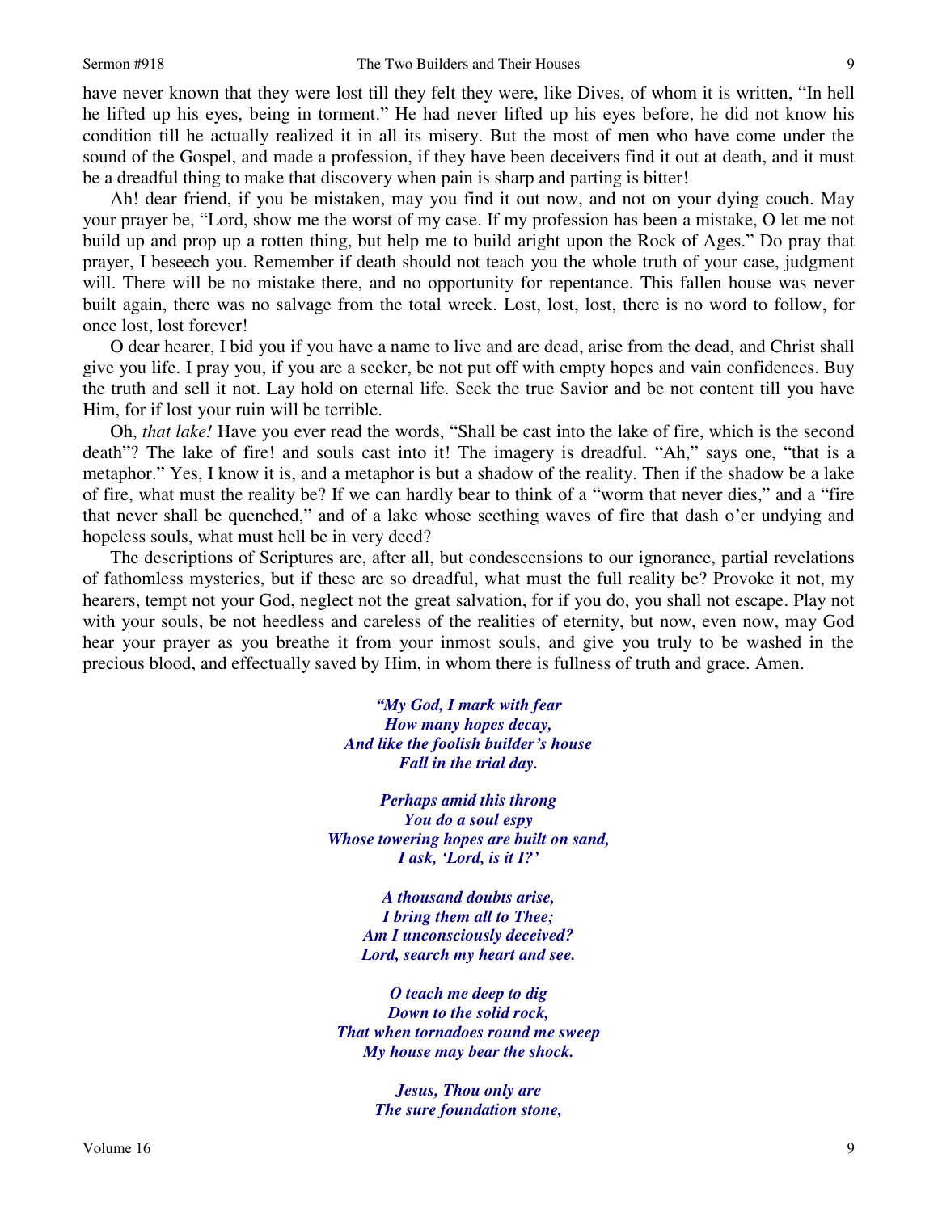have never known that they were lost till they felt they were, like Dives, of whom it is written, "In hell he lifted up his eyes, being in torment." He had never lifted up his eyes before, he did not know his condition till he actually realized it in all its misery. But the most of men who have come under the sound of the Gospel, and made a profession, if they have been deceivers find it out at death, and it must be a dreadful thing to make that discovery when pain is sharp and parting is bitter!

Ah! dear friend, if you be mistaken, may you find it out now, and not on your dying couch. May your prayer be, "Lord, show me the worst of my case. If my profession has been a mistake, O let me not build up and prop up a rotten thing, but help me to build aright upon the Rock of Ages." Do pray that prayer, I beseech you. Remember if death should not teach you the whole truth of your case, judgment will. There will be no mistake there, and no opportunity for repentance. This fallen house was never built again, there was no salvage from the total wreck. Lost, lost, lost, there is no word to follow, for once lost, lost forever!

O dear hearer, I bid you if you have a name to live and are dead, arise from the dead, and Christ shall give you life. I pray you, if you are a seeker, be not put off with empty hopes and vain confidences. Buy the truth and sell it not. Lay hold on eternal life. Seek the true Savior and be not content till you have Him, for if lost your ruin will be terrible.

Oh, *that lake!* Have you ever read the words, "Shall be cast into the lake of fire, which is the second death"? The lake of fire! and souls cast into it! The imagery is dreadful. "Ah," says one, "that is a metaphor." Yes, I know it is, and a metaphor is but a shadow of the reality. Then if the shadow be a lake of fire, what must the reality be? If we can hardly bear to think of a "worm that never dies," and a "fire that never shall be quenched," and of a lake whose seething waves of fire that dash o'er undying and hopeless souls, what must hell be in very deed?

The descriptions of Scriptures are, after all, but condescensions to our ignorance, partial revelations of fathomless mysteries, but if these are so dreadful, what must the full reality be? Provoke it not, my hearers, tempt not your God, neglect not the great salvation, for if you do, you shall not escape. Play not with your souls, be not heedless and careless of the realities of eternity, but now, even now, may God hear your prayer as you breathe it from your inmost souls, and give you truly to be washed in the precious blood, and effectually saved by Him, in whom there is fullness of truth and grace. Amen.

***"My God, I mark with fear***
***How many hopes decay,***
***And like the foolish builder's house***
***Fall in the trial day.***

***Perhaps amid this throng***
***You do a soul espy***
***Whose towering hopes are built on sand,***
***I ask, 'Lord, is it I?'***

***A thousand doubts arise,***
***I bring them all to Thee;***
***Am I unconsciously deceived?***
***Lord, search my heart and see.***

***O teach me deep to dig***
***Down to the solid rock,***
***That when tornadoes round me sweep***
***My house may bear the shock.***

***Jesus, Thou only are***
***The sure foundation stone,***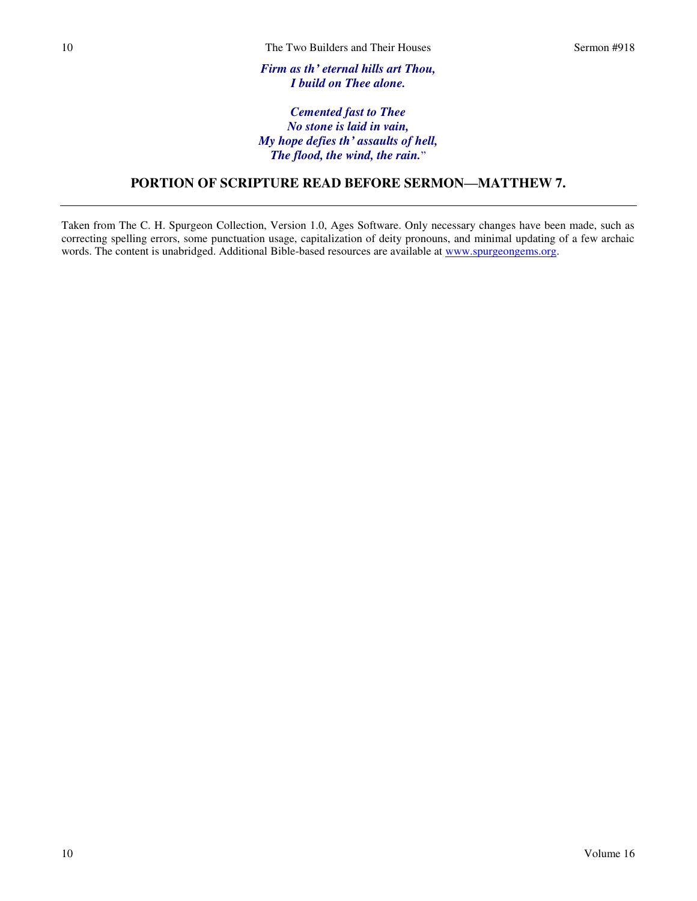*Firm as th' eternal hills art Thou,*
*I build on Thee alone.*

*Cemented fast to Thee*
*No stone is laid in vain,*
*My hope defies th' assaults of hell,*
*The flood, the wind, the rain.*"

## PORTION OF SCRIPTURE READ BEFORE SERMON—MATTHEW 7.

---

Taken from The C. H. Spurgeon Collection, Version 1.0, Ages Software. Only necessary changes have been made, such as correcting spelling errors, some punctuation usage, capitalization of deity pronouns, and minimal updating of a few archaic words. The content is unabridged. Additional Bible-based resources are available at www.spurgeongems.org.